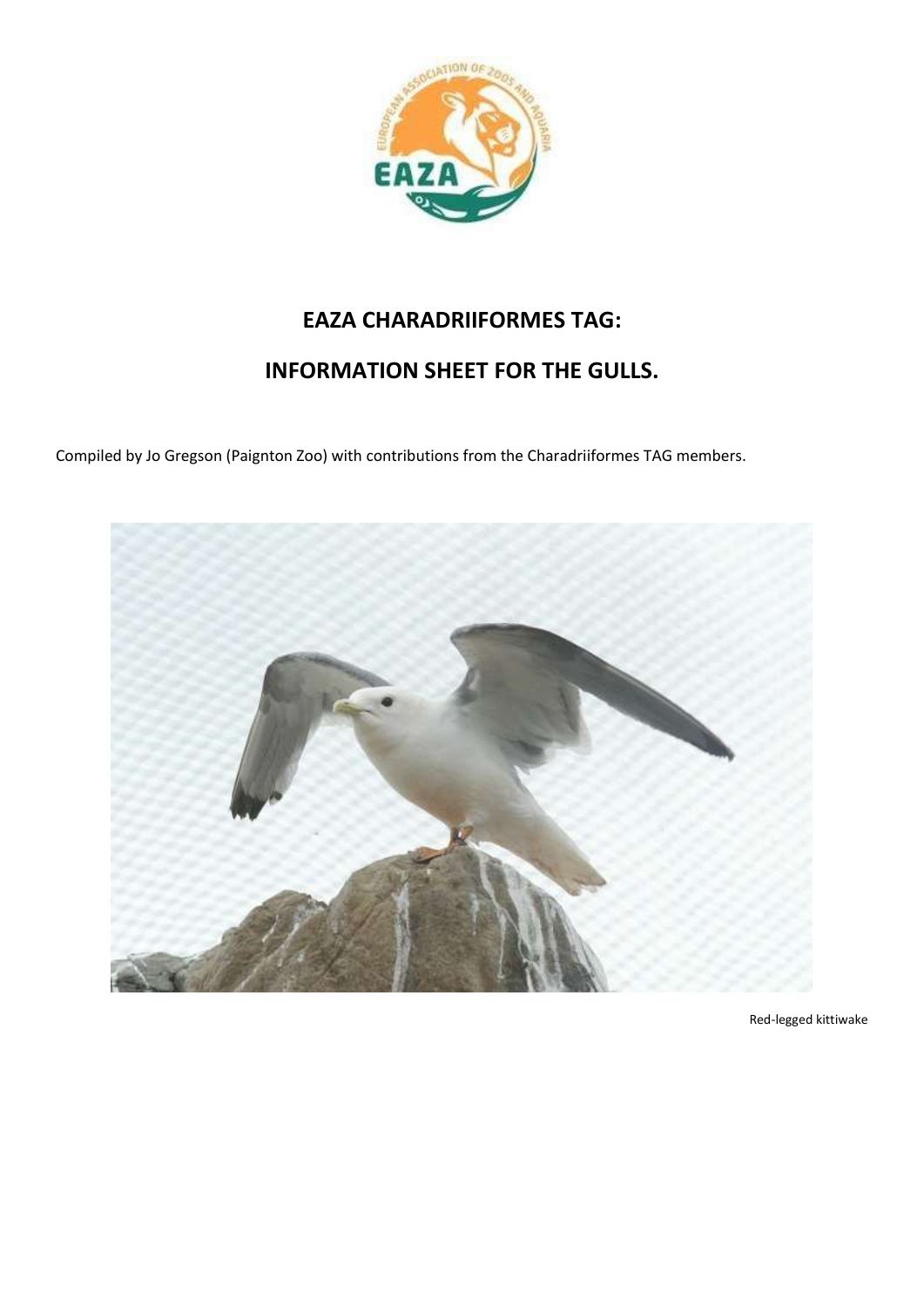# EAZA CHARADRIIFORMES TAG:

# INFORMATION SHEET FOR THE GULLS.

Compiled by Jo Gregson (Paignton Zoo) with contributions from the Charadriiformes TAG members.

Red-legged kittiwake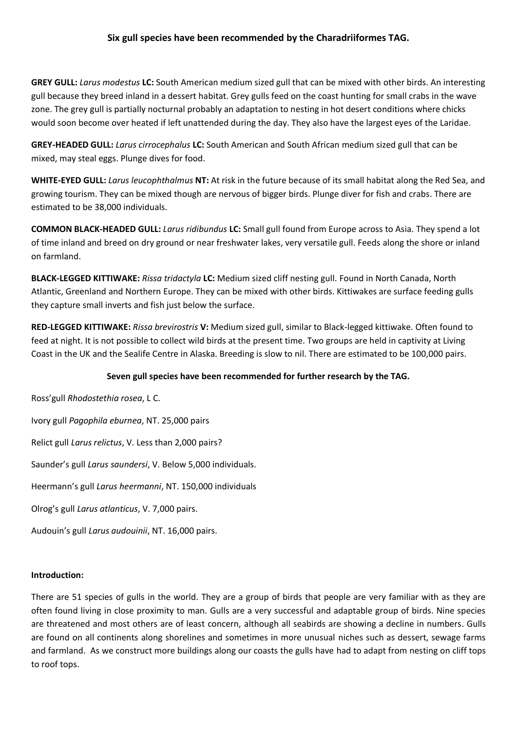**Six gull species have been recommended by the Charadriiformes TAG.**

**GREY GULL:** *Larus modestus* **LC:** South American medium sized gull that can be mixed with other birds. An interesting gull because they breed inland in a dessert habitat. Grey gulls feed on the coast hunting for small crabs in the wave zone. The grey gull is partially nocturnal probably an adaptation to nesting in hot desert conditions where chicks would soon become over heated if left unattended during the day. They also have the largest eyes of the Laridae.

**GREY-HEADED GULL:** *Larus cirrocephalus* **LC:** South American and South African medium sized gull that can be mixed, may steal eggs. Plunge dives for food.

**WHITE-EYED GULL:** *Larus leucophthalmus* **NT:** At risk in the future because of its small habitat along the Red Sea, and growing tourism. They can be mixed though are nervous of bigger birds. Plunge diver for fish and crabs. There are estimated to be 38,000 individuals.

**COMMON BLACK-HEADED GULL:** *Larus ridibundus* **LC:** Small gull found from Europe across to Asia. They spend a lot of time inland and breed on dry ground or near freshwater lakes, very versatile gull. Feeds along the shore or inland on farmland.

**BLACK-LEGGED KITTIWAKE:** *Rissa tridactyla* **LC:** Medium sized cliff nesting gull. Found in North Canada, North Atlantic, Greenland and Northern Europe. They can be mixed with other birds. Kittiwakes are surface feeding gulls they capture small inverts and fish just below the surface.

**RED-LEGGED KITTIWAKE:** *Rissa brevirostris* **V:** Medium sized gull, similar to Black-legged kittiwake. Often found to feed at night. It is not possible to collect wild birds at the present time. Two groups are held in captivity at Living Coast in the UK and the Sealife Centre in Alaska. Breeding is slow to nil. There are estimated to be 100,000 pairs.

**Seven gull species have been recommended for further research by the TAG.**

Ross'gull *Rhodostethia rosea*, L C.

Ivory gull *Pagophila eburnea*, NT. 25,000 pairs

Relict gull *Larus relictus*, V. Less than 2,000 pairs?

Saunder's gull *Larus saundersi*, V. Below 5,000 individuals.

Heermann's gull *Larus heermanni*, NT. 150,000 individuals

Olrog's gull *Larus atlanticus*, V. 7,000 pairs.

Audouin's gull *Larus audouinii*, NT. 16,000 pairs.

**Introduction:**

There are 51 species of gulls in the world. They are a group of birds that people are very familiar with as they are often found living in close proximity to man. Gulls are a very successful and adaptable group of birds. Nine species are threatened and most others are of least concern, although all seabirds are showing a decline in numbers. Gulls are found on all continents along shorelines and sometimes in more unusual niches such as dessert, sewage farms and farmland. As we construct more buildings along our coasts the gulls have had to adapt from nesting on cliff tops to roof tops.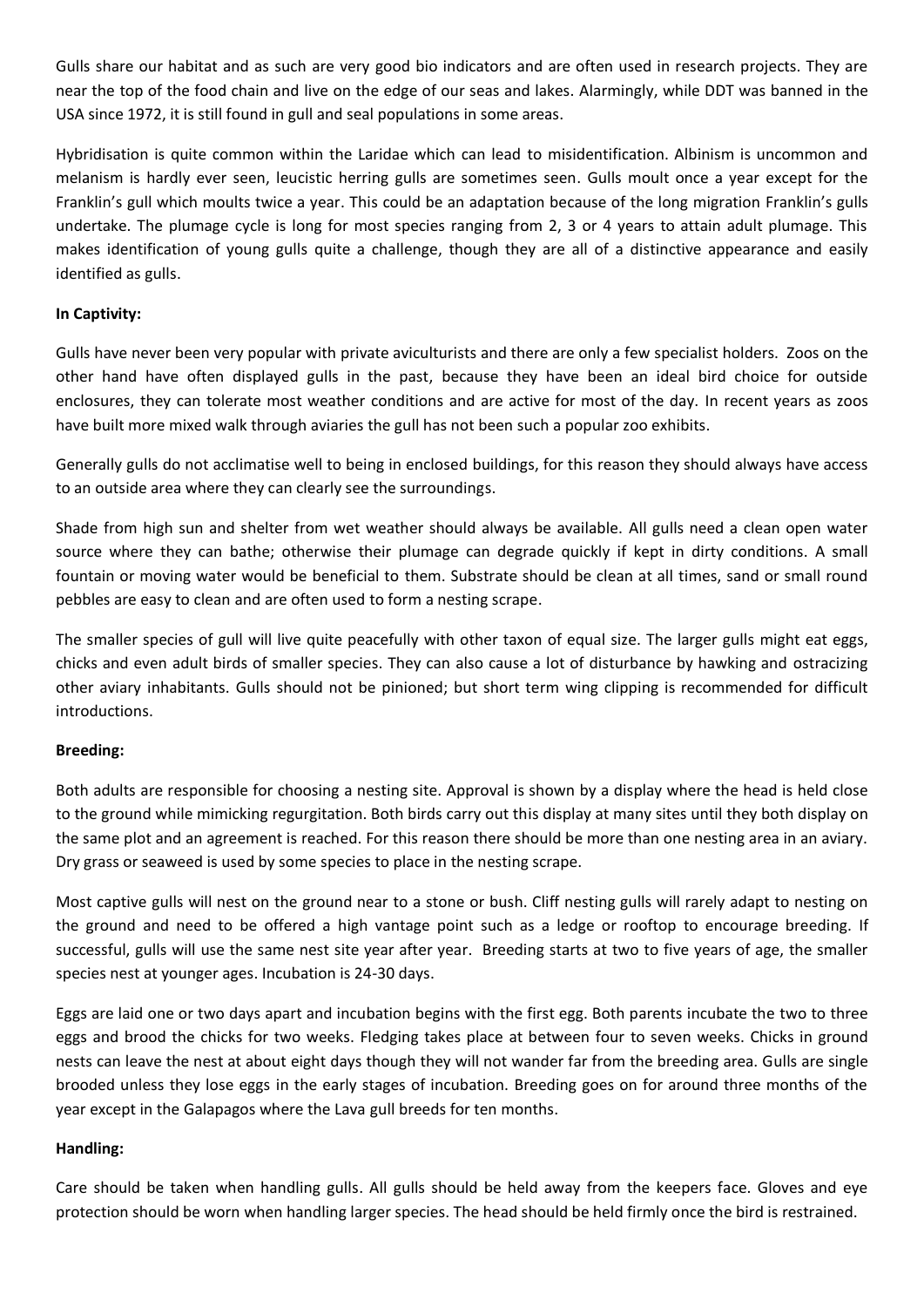Gulls share our habitat and as such are very good bio indicators and are often used in research projects. They are near the top of the food chain and live on the edge of our seas and lakes. Alarmingly, while DDT was banned in the USA since 1972, it is still found in gull and seal populations in some areas.

Hybridisation is quite common within the Laridae which can lead to misidentification. Albinism is uncommon and melanism is hardly ever seen, leucistic herring gulls are sometimes seen. Gulls moult once a year except for the Franklin's gull which moults twice a year. This could be an adaptation because of the long migration Franklin's gulls undertake. The plumage cycle is long for most species ranging from 2, 3 or 4 years to attain adult plumage. This makes identification of young gulls quite a challenge, though they are all of a distinctive appearance and easily identified as gulls.

**In Captivity:**

Gulls have never been very popular with private aviculturists and there are only a few specialist holders. Zoos on the other hand have often displayed gulls in the past, because they have been an ideal bird choice for outside enclosures, they can tolerate most weather conditions and are active for most of the day. In recent years as zoos have built more mixed walk through aviaries the gull has not been such a popular zoo exhibits.

Generally gulls do not acclimatise well to being in enclosed buildings, for this reason they should always have access to an outside area where they can clearly see the surroundings.

Shade from high sun and shelter from wet weather should always be available. All gulls need a clean open water source where they can bathe; otherwise their plumage can degrade quickly if kept in dirty conditions. A small fountain or moving water would be beneficial to them. Substrate should be clean at all times, sand or small round pebbles are easy to clean and are often used to form a nesting scrape.

The smaller species of gull will live quite peacefully with other taxon of equal size. The larger gulls might eat eggs, chicks and even adult birds of smaller species. They can also cause a lot of disturbance by hawking and ostracizing other aviary inhabitants. Gulls should not be pinioned; but short term wing clipping is recommended for difficult introductions.

**Breeding:**

Both adults are responsible for choosing a nesting site. Approval is shown by a display where the head is held close to the ground while mimicking regurgitation. Both birds carry out this display at many sites until they both display on the same plot and an agreement is reached. For this reason there should be more than one nesting area in an aviary. Dry grass or seaweed is used by some species to place in the nesting scrape.

Most captive gulls will nest on the ground near to a stone or bush. Cliff nesting gulls will rarely adapt to nesting on the ground and need to be offered a high vantage point such as a ledge or rooftop to encourage breeding. If successful, gulls will use the same nest site year after year. Breeding starts at two to five years of age, the smaller species nest at younger ages. Incubation is 24-30 days.

Eggs are laid one or two days apart and incubation begins with the first egg. Both parents incubate the two to three eggs and brood the chicks for two weeks. Fledging takes place at between four to seven weeks. Chicks in ground nests can leave the nest at about eight days though they will not wander far from the breeding area. Gulls are single brooded unless they lose eggs in the early stages of incubation. Breeding goes on for around three months of the year except in the Galapagos where the Lava gull breeds for ten months.

**Handling:**

Care should be taken when handling gulls. All gulls should be held away from the keepers face. Gloves and eye protection should be worn when handling larger species. The head should be held firmly once the bird is restrained.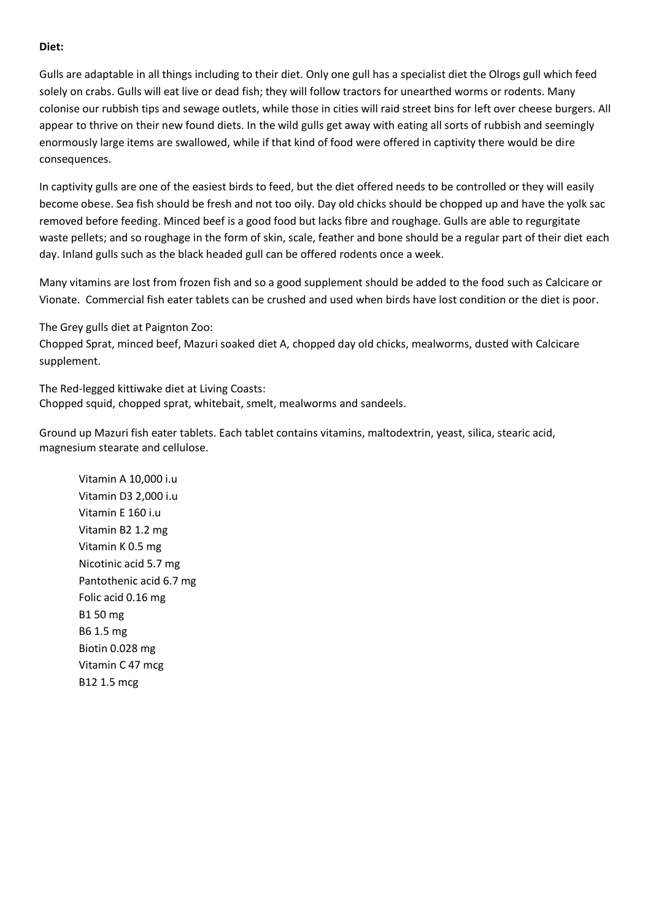**Diet:**

Gulls are adaptable in all things including to their diet. Only one gull has a specialist diet the Olrogs gull which feed solely on crabs. Gulls will eat live or dead fish; they will follow tractors for unearthed worms or rodents. Many colonise our rubbish tips and sewage outlets, while those in cities will raid street bins for left over cheese burgers. All appear to thrive on their new found diets. In the wild gulls get away with eating all sorts of rubbish and seemingly enormously large items are swallowed, while if that kind of food were offered in captivity there would be dire consequences.

In captivity gulls are one of the easiest birds to feed, but the diet offered needs to be controlled or they will easily become obese. Sea fish should be fresh and not too oily. Day old chicks should be chopped up and have the yolk sac removed before feeding. Minced beef is a good food but lacks fibre and roughage. Gulls are able to regurgitate waste pellets; and so roughage in the form of skin, scale, feather and bone should be a regular part of their diet each day. Inland gulls such as the black headed gull can be offered rodents once a week.

Many vitamins are lost from frozen fish and so a good supplement should be added to the food such as Calcicare or Vionate. Commercial fish eater tablets can be crushed and used when birds have lost condition or the diet is poor.

The Grey gulls diet at Paignton Zoo:
Chopped Sprat, minced beef, Mazuri soaked diet A, chopped day old chicks, mealworms, dusted with Calcicare supplement.

The Red-legged kittiwake diet at Living Coasts:
Chopped squid, chopped sprat, whitebait, smelt, mealworms and sandeels.

Ground up Mazuri fish eater tablets. Each tablet contains vitamins, maltodextrin, yeast, silica, stearic acid, magnesium stearate and cellulose.

- Vitamin A 10,000 i.u
- Vitamin D3 2,000 i.u
- Vitamin E 160 i.u
- Vitamin B2 1.2 mg
- Vitamin K 0.5 mg
- Nicotinic acid 5.7 mg
- Pantothenic acid 6.7 mg
- Folic acid 0.16 mg
- B1 50 mg
- B6 1.5 mg
- Biotin 0.028 mg
- Vitamin C 47 mcg
- B12 1.5 mcg